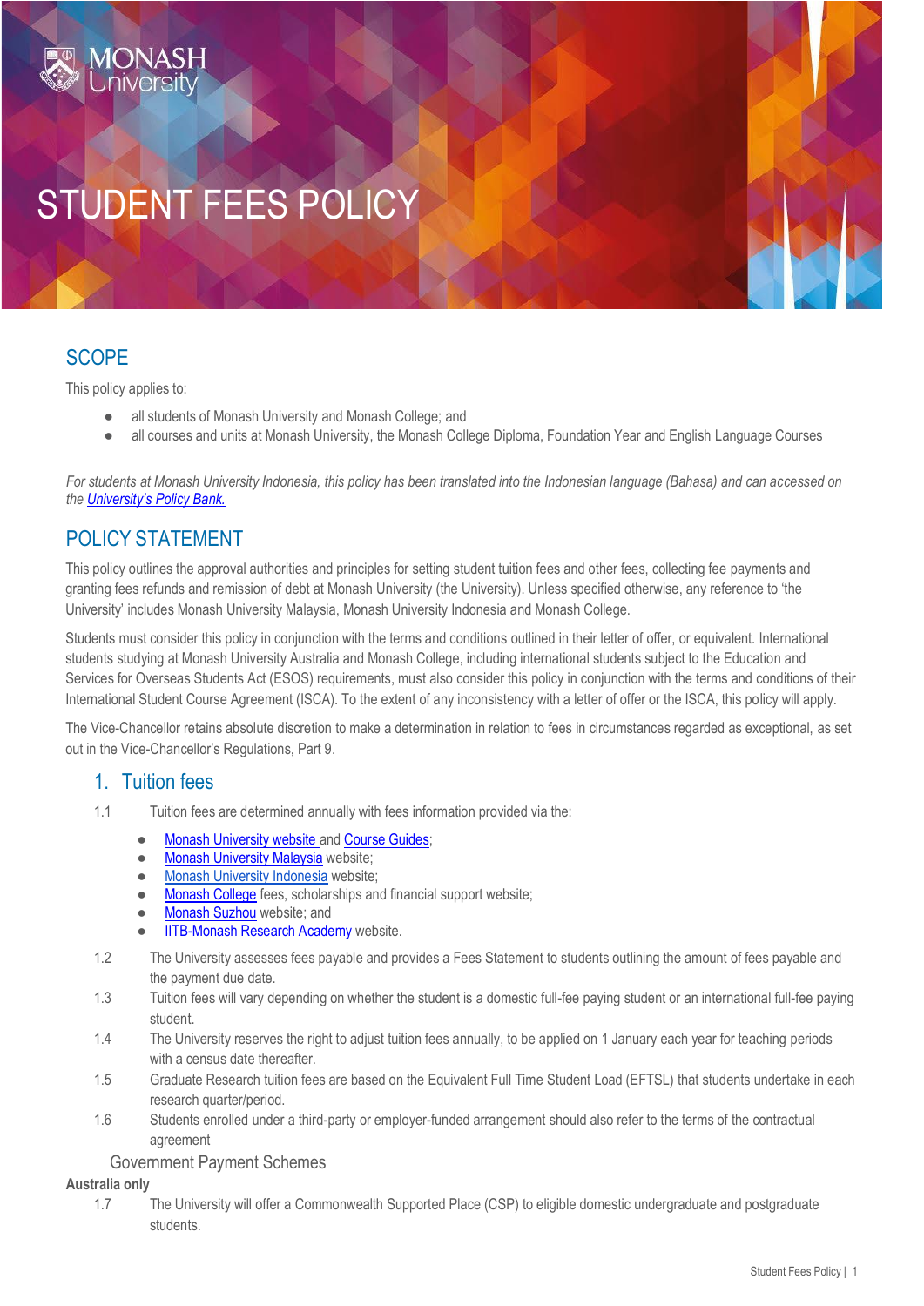# STUDENT FEES POLICY

## SCOPE

This policy applies to:

- all students of Monash University and Monash College; and
- all courses and units at Monash University, the Monash College Diploma, Foundation Year and English Language Courses

*For students at Monash University Indonesia, this policy has been translated into the Indonesian language (Bahasa) and can accessed on the [University's Policy Bank.](#)*

## POLICY STATEMENT

This policy outlines the approval authorities and principles for setting student tuition fees and other fees, collecting fee payments and granting fees refunds and remission of debt at Monash University (the University). Unless specified otherwise, any reference to 'the University' includes Monash University Malaysia, Monash University Indonesia and Monash College.

Students must consider this policy in conjunction with the terms and conditions outlined in their letter of offer, or equivalent. International students studying at Monash University Australia and Monash College, including international students subject to the Education and Services for Overseas Students Act (ESOS) requirements, must also consider this policy in conjunction with the terms and conditions of their International Student Course Agreement (ISCA). To the extent of any inconsistency with a letter of offer or the ISCA, this policy will apply.

The Vice-Chancellor retains absolute discretion to make a determination in relation to fees in circumstances regarded as exceptional, as set out in the Vice-Chancellor's Regulations, Part 9.

### 1. Tuition fees

1.1 Tuition fees are determined annually with fees information provided via the:

- Monash University website and Course Guides;
- Monash University Malaysia website;
- Monash University Indonesia website;
- Monash College fees, scholarships and financial support website;
- Monash Suzhou website; and
- IITB-Monash Research Academy website.

1.2 The University assesses fees payable and provides a Fees Statement to students outlining the amount of fees payable and the payment due date.

1.3 Tuition fees will vary depending on whether the student is a domestic full-fee paying student or an international full-fee paying student.

1.4 The University reserves the right to adjust tuition fees annually, to be applied on 1 January each year for teaching periods with a census date thereafter.

1.5 Graduate Research tuition fees are based on the Equivalent Full Time Student Load (EFTSL) that students undertake in each research quarter/period.

1.6 Students enrolled under a third-party or employer-funded arrangement should also refer to the terms of the contractual agreement

#### Government Payment Schemes

**Australia only**

1.7 The University will offer a Commonwealth Supported Place (CSP) to eligible domestic undergraduate and postgraduate students.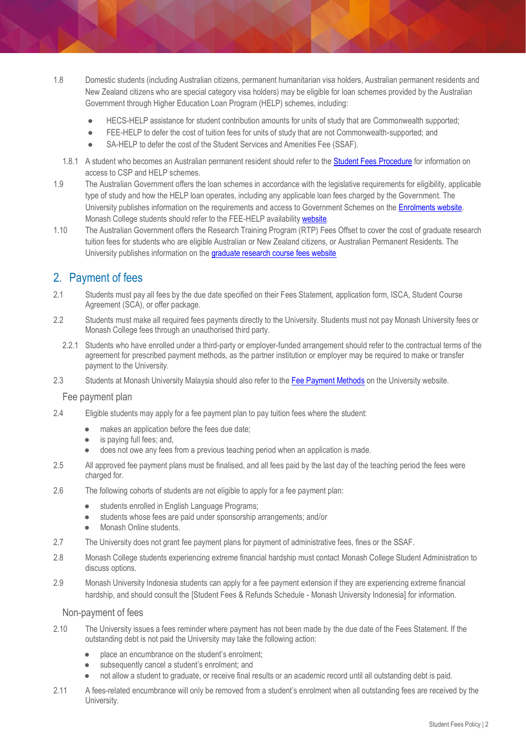1.8 Domestic students (including Australian citizens, permanent humanitarian visa holders, Australian permanent residents and New Zealand citizens who are special category visa holders) may be eligible for loan schemes provided by the Australian Government through Higher Education Loan Program (HELP) schemes, including:

- HECS-HELP assistance for student contribution amounts for units of study that are Commonwealth supported;
- FEE-HELP to defer the cost of tuition fees for units of study that are not Commonwealth-supported; and
- SA-HELP to defer the cost of the Student Services and Amenities Fee (SSAF).

1.8.1 A student who becomes an Australian permanent resident should refer to the Student Fees Procedure for information on access to CSP and HELP schemes.

1.9 The Australian Government offers the loan schemes in accordance with the legislative requirements for eligibility, applicable type of study and how the HELP loan operates, including any applicable loan fees charged by the Government. The University publishes information on the requirements and access to Government Schemes on the Enrolments website. Monash College students should refer to the FEE-HELP availability website.

1.10 The Australian Government offers the Research Training Program (RTP) Fees Offset to cover the cost of graduate research tuition fees for students who are eligible Australian or New Zealand citizens, or Australian Permanent Residents. The University publishes information on the graduate research course fees website

## 2. Payment of fees

2.1 Students must pay all fees by the due date specified on their Fees Statement, application form, ISCA, Student Course Agreement (SCA), or offer package.

2.2 Students must make all required fees payments directly to the University. Students must not pay Monash University fees or Monash College fees through an unauthorised third party.

2.2.1 Students who have enrolled under a third-party or employer-funded arrangement should refer to the contractual terms of the agreement for prescribed payment methods, as the partner institution or employer may be required to make or transfer payment to the University.

2.3 Students at Monash University Malaysia should also refer to the Fee Payment Methods on the University website.

### Fee payment plan

2.4 Eligible students may apply for a fee payment plan to pay tuition fees where the student:

- makes an application before the fees due date;
- is paying full fees; and,
- does not owe any fees from a previous teaching period when an application is made.

2.5 All approved fee payment plans must be finalised, and all fees paid by the last day of the teaching period the fees were charged for.

2.6 The following cohorts of students are not eligible to apply for a fee payment plan:

- students enrolled in English Language Programs;
- students whose fees are paid under sponsorship arrangements; and/or
- Monash Online students.

2.7 The University does not grant fee payment plans for payment of administrative fees, fines or the SSAF.

2.8 Monash College students experiencing extreme financial hardship must contact Monash College Student Administration to discuss options.

2.9 Monash University Indonesia students can apply for a fee payment extension if they are experiencing extreme financial hardship, and should consult the [Student Fees & Refunds Schedule - Monash University Indonesia] for information.

### Non-payment of fees

2.10 The University issues a fees reminder where payment has not been made by the due date of the Fees Statement. If the outstanding debt is not paid the University may take the following action:

- place an encumbrance on the student's enrolment;
- subsequently cancel a student's enrolment; and
- not allow a student to graduate, or receive final results or an academic record until all outstanding debt is paid.

2.11 A fees-related encumbrance will only be removed from a student's enrolment when all outstanding fees are received by the University.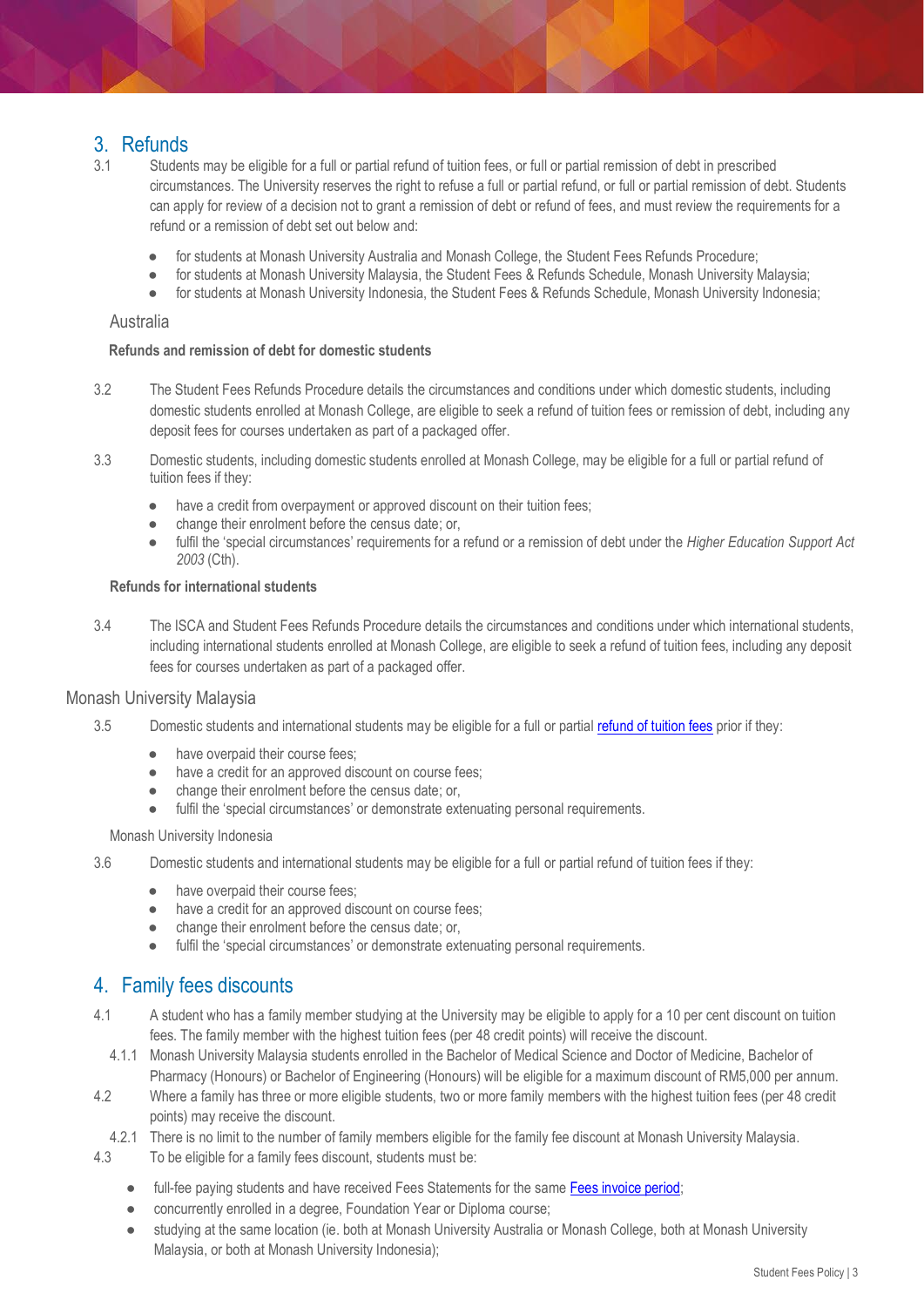## 3. Refunds

3.1 Students may be eligible for a full or partial refund of tuition fees, or full or partial remission of debt in prescribed circumstances. The University reserves the right to refuse a full or partial refund, or full or partial remission of debt. Students can apply for review of a decision not to grant a remission of debt or refund of fees, and must review the requirements for a refund or a remission of debt set out below and:

- for students at Monash University Australia and Monash College, the Student Fees Refunds Procedure;
- for students at Monash University Malaysia, the Student Fees & Refunds Schedule, Monash University Malaysia;
- for students at Monash University Indonesia, the Student Fees & Refunds Schedule, Monash University Indonesia;

### Australia

**Refunds and remission of debt for domestic students**

3.2 The Student Fees Refunds Procedure details the circumstances and conditions under which domestic students, including domestic students enrolled at Monash College, are eligible to seek a refund of tuition fees or remission of debt, including any deposit fees for courses undertaken as part of a packaged offer.

3.3 Domestic students, including domestic students enrolled at Monash College, may be eligible for a full or partial refund of tuition fees if they:

- have a credit from overpayment or approved discount on their tuition fees;
- change their enrolment before the census date; or,
- fulfil the 'special circumstances' requirements for a refund or a remission of debt under the *Higher Education Support Act 2003* (Cth).

**Refunds for international students**

3.4 The ISCA and Student Fees Refunds Procedure details the circumstances and conditions under which international students, including international students enrolled at Monash College, are eligible to seek a refund of tuition fees, including any deposit fees for courses undertaken as part of a packaged offer.

### Monash University Malaysia

3.5 Domestic students and international students may be eligible for a full or partial [refund of tuition fees] prior if they:

- have overpaid their course fees;
- have a credit for an approved discount on course fees;
- change their enrolment before the census date; or,
- fulfil the 'special circumstances' or demonstrate extenuating personal requirements.

### Monash University Indonesia

3.6 Domestic students and international students may be eligible for a full or partial refund of tuition fees if they:

- have overpaid their course fees;
- have a credit for an approved discount on course fees;
- change their enrolment before the census date; or,
- fulfil the 'special circumstances' or demonstrate extenuating personal requirements.

## 4. Family fees discounts

4.1 A student who has a family member studying at the University may be eligible to apply for a 10 per cent discount on tuition fees. The family member with the highest tuition fees (per 48 credit points) will receive the discount.

4.1.1 Monash University Malaysia students enrolled in the Bachelor of Medical Science and Doctor of Medicine, Bachelor of Pharmacy (Honours) or Bachelor of Engineering (Honours) will be eligible for a maximum discount of RM5,000 per annum.

4.2 Where a family has three or more eligible students, two or more family members with the highest tuition fees (per 48 credit points) may receive the discount.

4.2.1 There is no limit to the number of family members eligible for the family fee discount at Monash University Malaysia.

4.3 To be eligible for a family fees discount, students must be:

- full-fee paying students and have received Fees Statements for the same [Fees invoice period];
- concurrently enrolled in a degree, Foundation Year or Diploma course;
- studying at the same location (ie. both at Monash University Australia or Monash College, both at Monash University Malaysia, or both at Monash University Indonesia);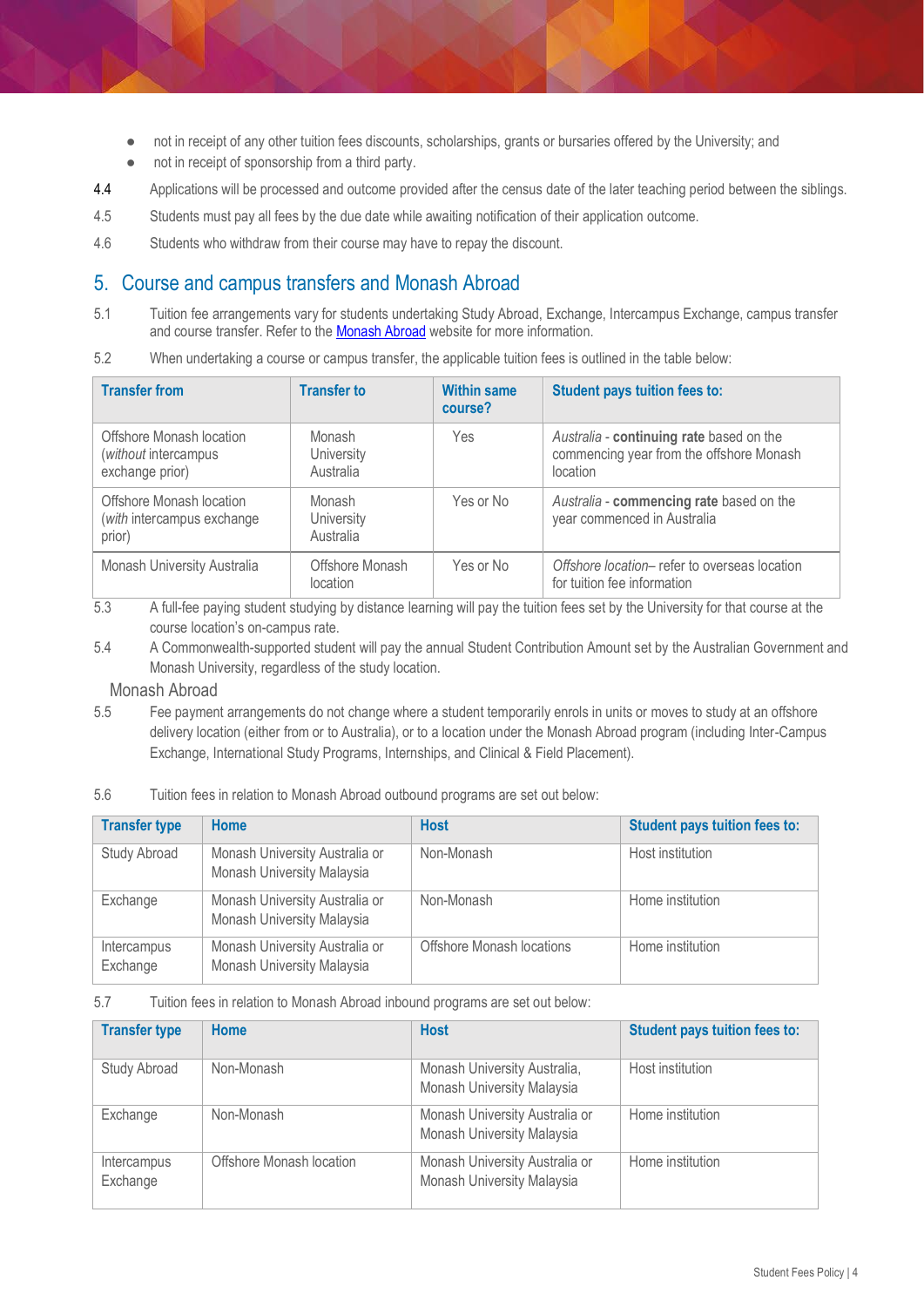- not in receipt of any other tuition fees discounts, scholarships, grants or bursaries offered by the University; and
- not in receipt of sponsorship from a third party.

4.4 Applications will be processed and outcome provided after the census date of the later teaching period between the siblings.

4.5 Students must pay all fees by the due date while awaiting notification of their application outcome.

4.6 Students who withdraw from their course may have to repay the discount.

## 5. Course and campus transfers and Monash Abroad

5.1 Tuition fee arrangements vary for students undertaking Study Abroad, Exchange, Intercampus Exchange, campus transfer and course transfer. Refer to the Monash Abroad website for more information.

5.2 When undertaking a course or campus transfer, the applicable tuition fees is outlined in the table below:

| Transfer from | Transfer to | Within same course? | Student pays tuition fees to: |
|---|---|---|---|
| Offshore Monash location (*without* intercampus exchange prior) | Monash University Australia | Yes | *Australia* - **continuing rate** based on the commencing year from the offshore Monash location |
| Offshore Monash location (*with* intercampus exchange prior) | Monash University Australia | Yes or No | *Australia* - **commencing rate** based on the year commenced in Australia |
| Monash University Australia | Offshore Monash location | Yes or No | *Offshore location*– refer to overseas location for tuition fee information |

5.3 A full-fee paying student studying by distance learning will pay the tuition fees set by the University for that course at the course location's on-campus rate.

5.4 A Commonwealth-supported student will pay the annual Student Contribution Amount set by the Australian Government and Monash University, regardless of the study location.

### Monash Abroad

5.5 Fee payment arrangements do not change where a student temporarily enrols in units or moves to study at an offshore delivery location (either from or to Australia), or to a location under the Monash Abroad program (including Inter-Campus Exchange, International Study Programs, Internships, and Clinical & Field Placement).

5.6 Tuition fees in relation to Monash Abroad outbound programs are set out below:

| Transfer type | Home | Host | Student pays tuition fees to: |
|---|---|---|---|
| Study Abroad | Monash University Australia or Monash University Malaysia | Non-Monash | Host institution |
| Exchange | Monash University Australia or Monash University Malaysia | Non-Monash | Home institution |
| Intercampus Exchange | Monash University Australia or Monash University Malaysia | Offshore Monash locations | Home institution |

5.7 Tuition fees in relation to Monash Abroad inbound programs are set out below:

| Transfer type | Home | Host | Student pays tuition fees to: |
|---|---|---|---|
| Study Abroad | Non-Monash | Monash University Australia, Monash University Malaysia | Host institution |
| Exchange | Non-Monash | Monash University Australia or Monash University Malaysia | Home institution |
| Intercampus Exchange | Offshore Monash location | Monash University Australia or Monash University Malaysia | Home institution |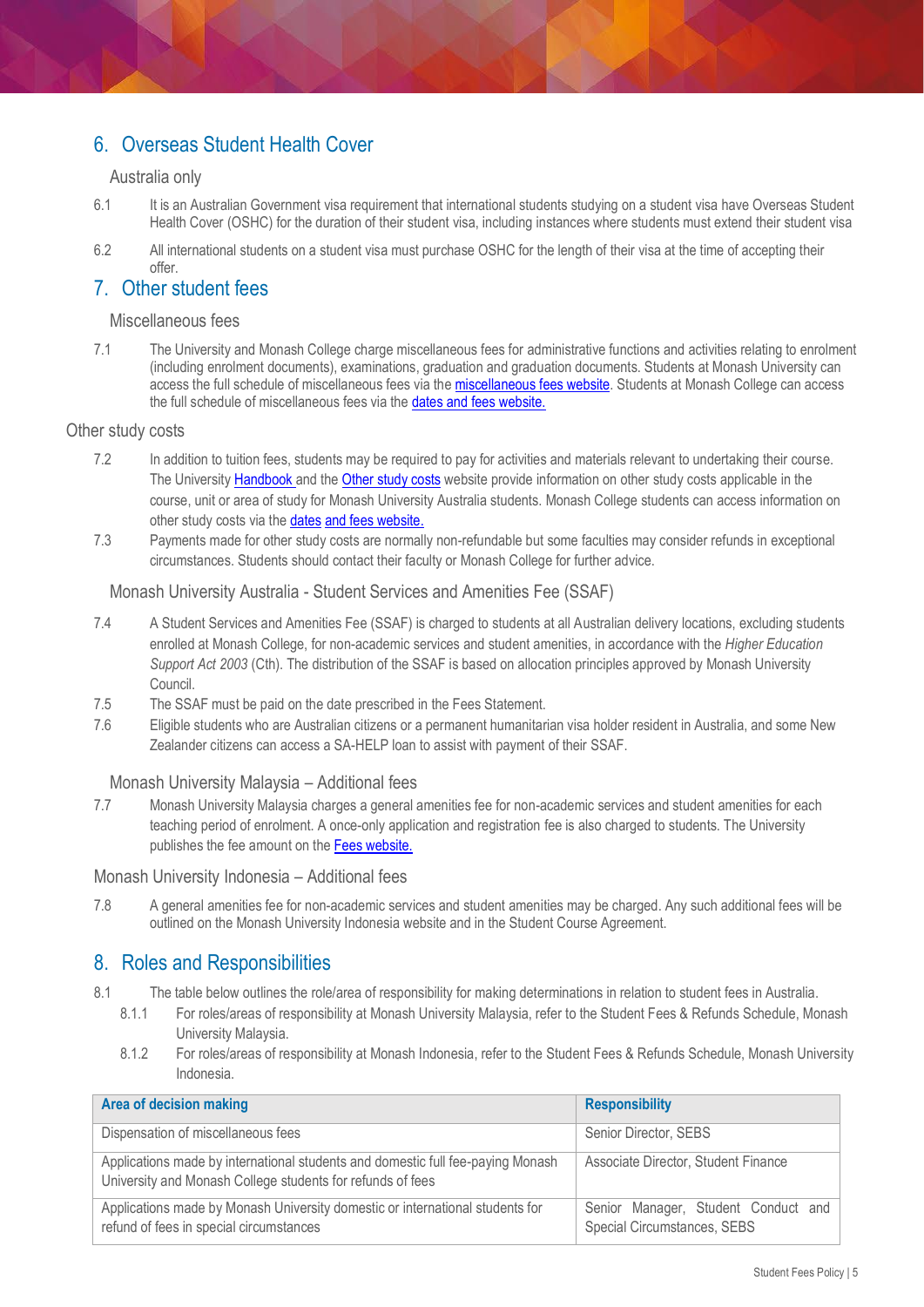## 6. Overseas Student Health Cover

### Australia only

6.1 It is an Australian Government visa requirement that international students studying on a student visa have Overseas Student Health Cover (OSHC) for the duration of their student visa, including instances where students must extend their student visa

6.2 All international students on a student visa must purchase OSHC for the length of their visa at the time of accepting their offer.

## 7. Other student fees

### Miscellaneous fees

7.1 The University and Monash College charge miscellaneous fees for administrative functions and activities relating to enrolment (including enrolment documents), examinations, graduation and graduation documents. Students at Monash University can access the full schedule of miscellaneous fees via the miscellaneous fees website. Students at Monash College can access the full schedule of miscellaneous fees via the dates and fees website.

### Other study costs

7.2 In addition to tuition fees, students may be required to pay for activities and materials relevant to undertaking their course. The University Handbook and the Other study costs website provide information on other study costs applicable in the course, unit or area of study for Monash University Australia students. Monash College students can access information on other study costs via the dates and fees website.

7.3 Payments made for other study costs are normally non-refundable but some faculties may consider refunds in exceptional circumstances. Students should contact their faculty or Monash College for further advice.

### Monash University Australia - Student Services and Amenities Fee (SSAF)

7.4 A Student Services and Amenities Fee (SSAF) is charged to students at all Australian delivery locations, excluding students enrolled at Monash College, for non-academic services and student amenities, in accordance with the *Higher Education Support Act 2003* (Cth). The distribution of the SSAF is based on allocation principles approved by Monash University Council.

7.5 The SSAF must be paid on the date prescribed in the Fees Statement.

7.6 Eligible students who are Australian citizens or a permanent humanitarian visa holder resident in Australia, and some New Zealander citizens can access a SA-HELP loan to assist with payment of their SSAF.

### Monash University Malaysia – Additional fees

7.7 Monash University Malaysia charges a general amenities fee for non-academic services and student amenities for each teaching period of enrolment. A once-only application and registration fee is also charged to students. The University publishes the fee amount on the Fees website.

### Monash University Indonesia – Additional fees

7.8 A general amenities fee for non-academic services and student amenities may be charged. Any such additional fees will be outlined on the Monash University Indonesia website and in the Student Course Agreement.

## 8. Roles and Responsibilities

8.1 The table below outlines the role/area of responsibility for making determinations in relation to student fees in Australia.

- 8.1.1 For roles/areas of responsibility at Monash University Malaysia, refer to the Student Fees & Refunds Schedule, Monash University Malaysia.
- 8.1.2 For roles/areas of responsibility at Monash Indonesia, refer to the Student Fees & Refunds Schedule, Monash University Indonesia.

| Area of decision making | Responsibility |
|---|---|
| Dispensation of miscellaneous fees | Senior Director, SEBS |
| Applications made by international students and domestic full fee-paying Monash University and Monash College students for refunds of fees | Associate Director, Student Finance |
| Applications made by Monash University domestic or international students for refund of fees in special circumstances | Senior Manager, Student Conduct and Special Circumstances, SEBS |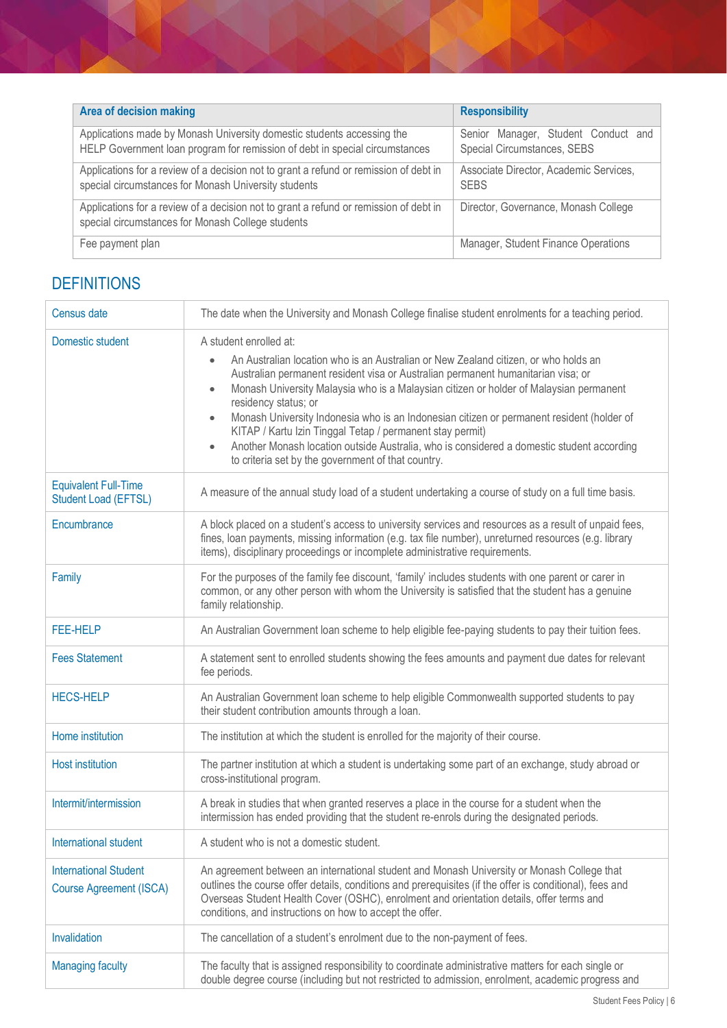| Area of decision making | Responsibility |
| --- | --- |
| Applications made by Monash University domestic students accessing the HELP Government loan program for remission of debt in special circumstances | Senior Manager, Student Conduct and Special Circumstances, SEBS |
| Applications for a review of a decision not to grant a refund or remission of debt in special circumstances for Monash University students | Associate Director, Academic Services, SEBS |
| Applications for a review of a decision not to grant a refund or remission of debt in special circumstances for Monash College students | Director, Governance, Monash College |
| Fee payment plan | Manager, Student Finance Operations |

## DEFINITIONS

| Term | Definition |
| --- | --- |
| Census date | The date when the University and Monash College finalise student enrolments for a teaching period. |
| Domestic student | A student enrolled at: <br>• An Australian location who is an Australian or New Zealand citizen, or who holds an Australian permanent resident visa or Australian permanent humanitarian visa; or <br>• Monash University Malaysia who is a Malaysian citizen or holder of Malaysian permanent residency status; or <br>• Monash University Indonesia who is an Indonesian citizen or permanent resident (holder of KITAP / Kartu Izin Tinggal Tetap / permanent stay permit) <br>• Another Monash location outside Australia, who is considered a domestic student according to criteria set by the government of that country. |
| Equivalent Full-Time Student Load (EFTSL) | A measure of the annual study load of a student undertaking a course of study on a full time basis. |
| Encumbrance | A block placed on a student's access to university services and resources as a result of unpaid fees, fines, loan payments, missing information (e.g. tax file number), unreturned resources (e.g. library items), disciplinary proceedings or incomplete administrative requirements. |
| Family | For the purposes of the family fee discount, 'family' includes students with one parent or carer in common, or any other person with whom the University is satisfied that the student has a genuine family relationship. |
| FEE-HELP | An Australian Government loan scheme to help eligible fee-paying students to pay their tuition fees. |
| Fees Statement | A statement sent to enrolled students showing the fees amounts and payment due dates for relevant fee periods. |
| HECS-HELP | An Australian Government loan scheme to help eligible Commonwealth supported students to pay their student contribution amounts through a loan. |
| Home institution | The institution at which the student is enrolled for the majority of their course. |
| Host institution | The partner institution at which a student is undertaking some part of an exchange, study abroad or cross-institutional program. |
| Intermit/intermission | A break in studies that when granted reserves a place in the course for a student when the intermission has ended providing that the student re-enrols during the designated periods. |
| International student | A student who is not a domestic student. |
| International Student Course Agreement (ISCA) | An agreement between an international student and Monash University or Monash College that outlines the course offer details, conditions and prerequisites (if the offer is conditional), fees and Overseas Student Health Cover (OSHC), enrolment and orientation details, offer terms and conditions, and instructions on how to accept the offer. |
| Invalidation | The cancellation of a student's enrolment due to the non-payment of fees. |
| Managing faculty | The faculty that is assigned responsibility to coordinate administrative matters for each single or double degree course (including but not restricted to admission, enrolment, academic progress and |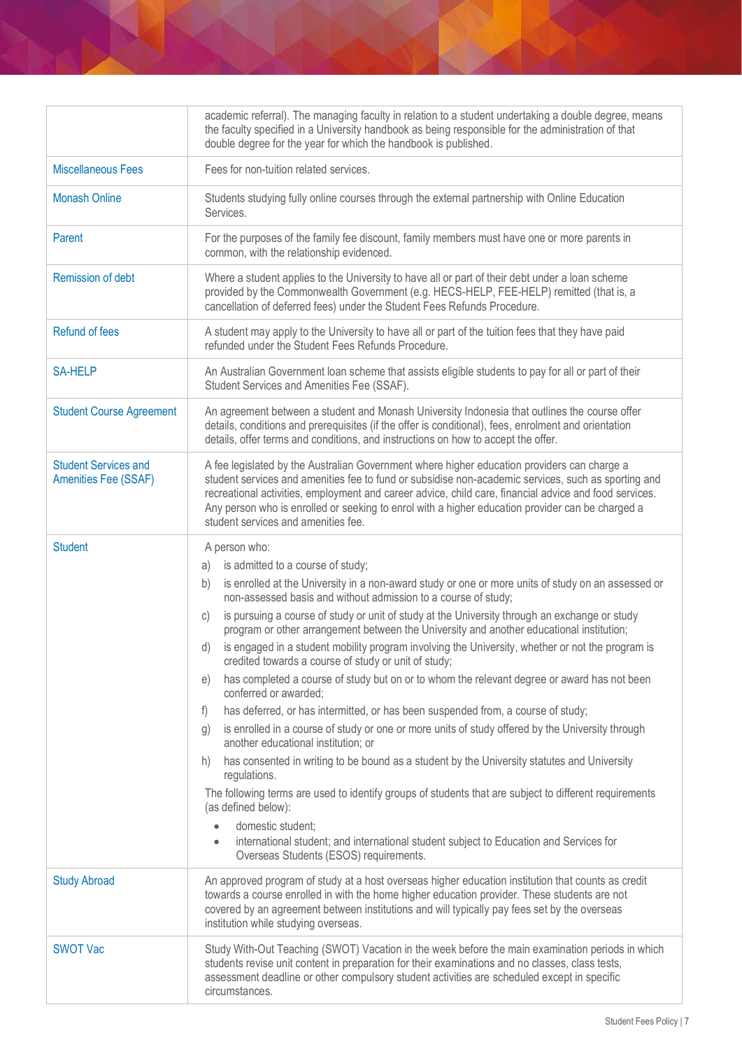| | |
|---|---|
| | academic referral). The managing faculty in relation to a student undertaking a double degree, means the faculty specified in a University handbook as being responsible for the administration of that double degree for the year for which the handbook is published. |
| Miscellaneous Fees | Fees for non-tuition related services. |
| Monash Online | Students studying fully online courses through the external partnership with Online Education Services. |
| Parent | For the purposes of the family fee discount, family members must have one or more parents in common, with the relationship evidenced. |
| Remission of debt | Where a student applies to the University to have all or part of their debt under a loan scheme provided by the Commonwealth Government (e.g. HECS-HELP, FEE-HELP) remitted (that is, a cancellation of deferred fees) under the Student Fees Refunds Procedure. |
| Refund of fees | A student may apply to the University to have all or part of the tuition fees that they have paid refunded under the Student Fees Refunds Procedure. |
| SA-HELP | An Australian Government loan scheme that assists eligible students to pay for all or part of their Student Services and Amenities Fee (SSAF). |
| Student Course Agreement | An agreement between a student and Monash University Indonesia that outlines the course offer details, conditions and prerequisites (if the offer is conditional), fees, enrolment and orientation details, offer terms and conditions, and instructions on how to accept the offer. |
| Student Services and Amenities Fee (SSAF) | A fee legislated by the Australian Government where higher education providers can charge a student services and amenities fee to fund or subsidise non-academic services, such as sporting and recreational activities, employment and career advice, child care, financial advice and food services. Any person who is enrolled or seeking to enrol with a higher education provider can be charged a student services and amenities fee. |
| Student | A person who:<br>a) is admitted to a course of study;<br>b) is enrolled at the University in a non-award study or one or more units of study on an assessed or non-assessed basis and without admission to a course of study;<br>c) is pursuing a course of study or unit of study at the University through an exchange or study program or other arrangement between the University and another educational institution;<br>d) is engaged in a student mobility program involving the University, whether or not the program is credited towards a course of study or unit of study;<br>e) has completed a course of study but on or to whom the relevant degree or award has not been conferred or awarded;<br>f) has deferred, or has intermitted, or has been suspended from, a course of study;<br>g) is enrolled in a course of study or one or more units of study offered by the University through another educational institution; or<br>h) has consented in writing to be bound as a student by the University statutes and University regulations.<br>The following terms are used to identify groups of students that are subject to different requirements (as defined below):<br>• domestic student;<br>• international student; and international student subject to Education and Services for Overseas Students (ESOS) requirements. |
| Study Abroad | An approved program of study at a host overseas higher education institution that counts as credit towards a course enrolled in with the home higher education provider. These students are not covered by an agreement between institutions and will typically pay fees set by the overseas institution while studying overseas. |
| SWOT Vac | Study With-Out Teaching (SWOT) Vacation in the week before the main examination periods in which students revise unit content in preparation for their examinations and no classes, class tests, assessment deadline or other compulsory student activities are scheduled except in specific circumstances. |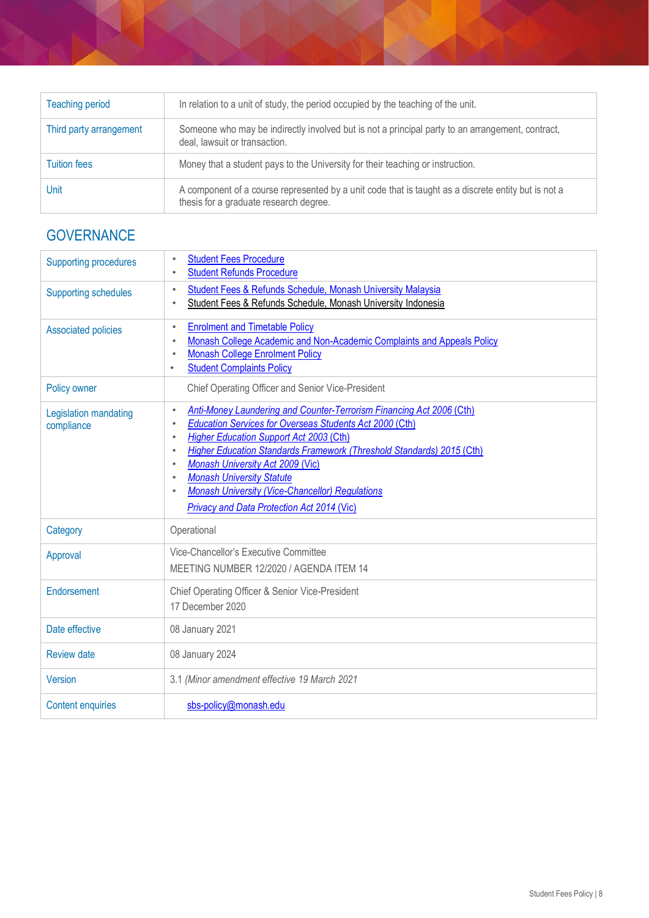| | |
|---|---|
| Teaching period | In relation to a unit of study, the period occupied by the teaching of the unit. |
| Third party arrangement | Someone who may be indirectly involved but is not a principal party to an arrangement, contract, deal, lawsuit or transaction. |
| Tuition fees | Money that a student pays to the University for their teaching or instruction. |
| Unit | A component of a course represented by a unit code that is taught as a discrete entity but is not a thesis for a graduate research degree. |

## GOVERNANCE

| | |
|---|---|
| Supporting procedures | • Student Fees Procedure<br>• Student Refunds Procedure |
| Supporting schedules | • Student Fees & Refunds Schedule, Monash University Malaysia<br>• Student Fees & Refunds Schedule, Monash University Indonesia |
| Associated policies | • Enrolment and Timetable Policy<br>• Monash College Academic and Non-Academic Complaints and Appeals Policy<br>• Monash College Enrolment Policy<br>• Student Complaints Policy |
| Policy owner | Chief Operating Officer and Senior Vice-President |
| Legislation mandating compliance | • *Anti-Money Laundering and Counter-Terrorism Financing Act 2006* (Cth)<br>• *Education Services for Overseas Students Act 2000* (Cth)<br>• *Higher Education Support Act 2003* (Cth)<br>• *Higher Education Standards Framework (Threshold Standards) 2015* (Cth)<br>• *Monash University Act 2009* (Vic)<br>• *Monash University Statute*<br>• *Monash University (Vice-Chancellor) Regulations*<br>*Privacy and Data Protection Act 2014* (Vic) |
| Category | Operational |
| Approval | Vice-Chancellor's Executive Committee<br>MEETING NUMBER 12/2020 / AGENDA ITEM 14 |
| Endorsement | Chief Operating Officer & Senior Vice-President<br>17 December 2020 |
| Date effective | 08 January 2021 |
| Review date | 08 January 2024 |
| Version | 3.1 *(Minor amendment effective 19 March 2021* |
| Content enquiries | sbs-policy@monash.edu |